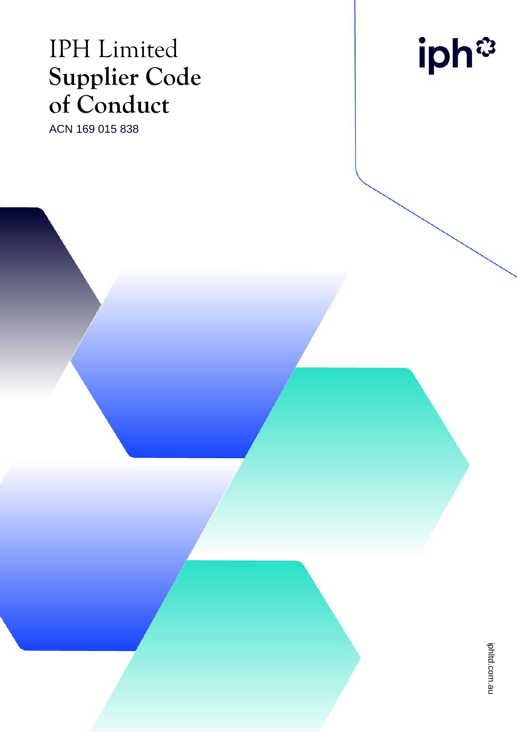# IPH Limited Supplier Code of Conduct

ACN 169 015 838

iph

iphltd.com.au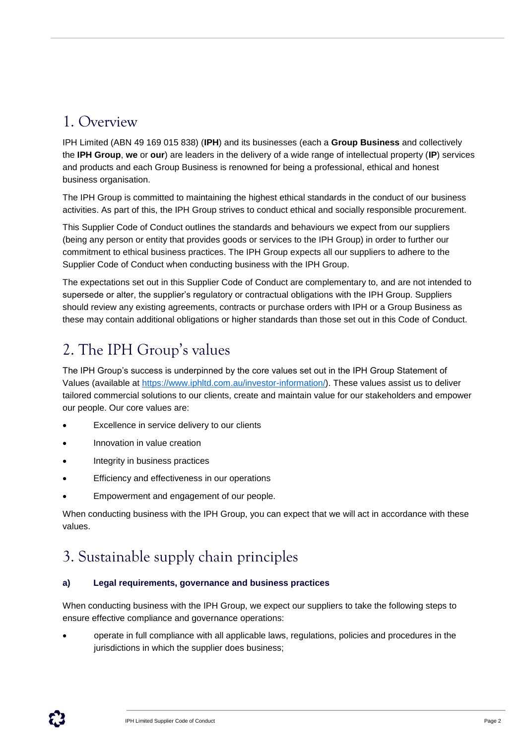## 1. Overview

IPH Limited (ABN 49 169 015 838) (**IPH**) and its businesses (each a **Group Business** and collectively the **IPH Group**, **we** or **our**) are leaders in the delivery of a wide range of intellectual property (**IP**) services and products and each Group Business is renowned for being a professional, ethical and honest business organisation.

The IPH Group is committed to maintaining the highest ethical standards in the conduct of our business activities. As part of this, the IPH Group strives to conduct ethical and socially responsible procurement.

This Supplier Code of Conduct outlines the standards and behaviours we expect from our suppliers (being any person or entity that provides goods or services to the IPH Group) in order to further our commitment to ethical business practices. The IPH Group expects all our suppliers to adhere to the Supplier Code of Conduct when conducting business with the IPH Group.

The expectations set out in this Supplier Code of Conduct are complementary to, and are not intended to supersede or alter, the supplier's regulatory or contractual obligations with the IPH Group. Suppliers should review any existing agreements, contracts or purchase orders with IPH or a Group Business as these may contain additional obligations or higher standards than those set out in this Code of Conduct.

## 2. The IPH Group's values

The IPH Group's success is underpinned by the core values set out in the IPH Group Statement of Values (available at https://www.iphltd.com.au/investor-information/). These values assist us to deliver tailored commercial solutions to our clients, create and maintain value for our stakeholders and empower our people. Our core values are:

- Excellence in service delivery to our clients
- Innovation in value creation
- Integrity in business practices
- Efficiency and effectiveness in our operations
- Empowerment and engagement of our people.

When conducting business with the IPH Group, you can expect that we will act in accordance with these values.

## 3. Sustainable supply chain principles

### a) Legal requirements, governance and business practices

When conducting business with the IPH Group, we expect our suppliers to take the following steps to ensure effective compliance and governance operations:

- operate in full compliance with all applicable laws, regulations, policies and procedures in the jurisdictions in which the supplier does business;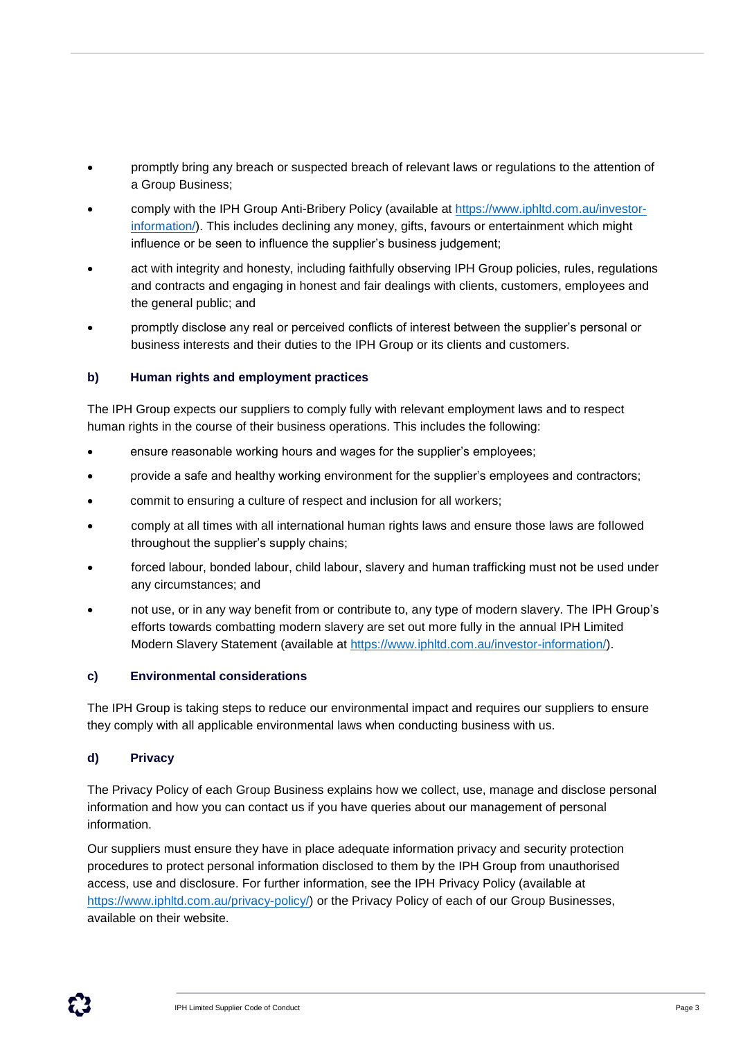- promptly bring any breach or suspected breach of relevant laws or regulations to the attention of a Group Business;
- comply with the IPH Group Anti-Bribery Policy (available at [https://www.iphltd.com.au/investor-information/](https://www.iphltd.com.au/investor-information/)). This includes declining any money, gifts, favours or entertainment which might influence or be seen to influence the supplier's business judgement;
- act with integrity and honesty, including faithfully observing IPH Group policies, rules, regulations and contracts and engaging in honest and fair dealings with clients, customers, employees and the general public; and
- promptly disclose any real or perceived conflicts of interest between the supplier's personal or business interests and their duties to the IPH Group or its clients and customers.

### b) Human rights and employment practices

The IPH Group expects our suppliers to comply fully with relevant employment laws and to respect human rights in the course of their business operations. This includes the following:

- ensure reasonable working hours and wages for the supplier's employees;
- provide a safe and healthy working environment for the supplier's employees and contractors;
- commit to ensuring a culture of respect and inclusion for all workers;
- comply at all times with all international human rights laws and ensure those laws are followed throughout the supplier's supply chains;
- forced labour, bonded labour, child labour, slavery and human trafficking must not be used under any circumstances; and
- not use, or in any way benefit from or contribute to, any type of modern slavery. The IPH Group's efforts towards combatting modern slavery are set out more fully in the annual IPH Limited Modern Slavery Statement (available at [https://www.iphltd.com.au/investor-information/](https://www.iphltd.com.au/investor-information/)).

### c) Environmental considerations

The IPH Group is taking steps to reduce our environmental impact and requires our suppliers to ensure they comply with all applicable environmental laws when conducting business with us.

### d) Privacy

The Privacy Policy of each Group Business explains how we collect, use, manage and disclose personal information and how you can contact us if you have queries about our management of personal information.

Our suppliers must ensure they have in place adequate information privacy and security protection procedures to protect personal information disclosed to them by the IPH Group from unauthorised access, use and disclosure. For further information, see the IPH Privacy Policy (available at [https://www.iphltd.com.au/privacy-policy/](https://www.iphltd.com.au/privacy-policy/)) or the Privacy Policy of each of our Group Businesses, available on their website.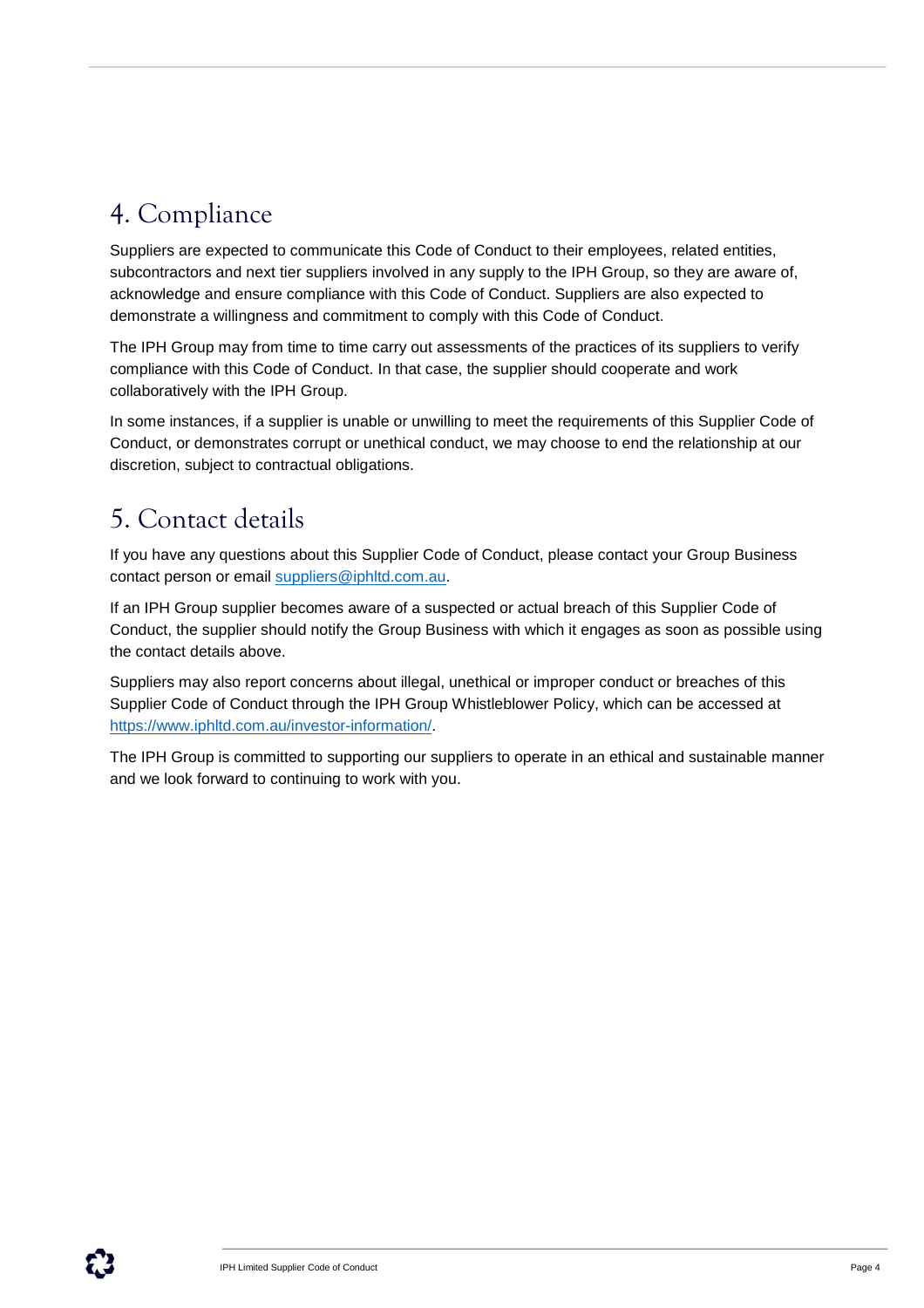## 4. Compliance

Suppliers are expected to communicate this Code of Conduct to their employees, related entities, subcontractors and next tier suppliers involved in any supply to the IPH Group, so they are aware of, acknowledge and ensure compliance with this Code of Conduct. Suppliers are also expected to demonstrate a willingness and commitment to comply with this Code of Conduct.

The IPH Group may from time to time carry out assessments of the practices of its suppliers to verify compliance with this Code of Conduct. In that case, the supplier should cooperate and work collaboratively with the IPH Group.

In some instances, if a supplier is unable or unwilling to meet the requirements of this Supplier Code of Conduct, or demonstrates corrupt or unethical conduct, we may choose to end the relationship at our discretion, subject to contractual obligations.

## 5. Contact details

If you have any questions about this Supplier Code of Conduct, please contact your Group Business contact person or email [suppliers@iphltd.com.au](mailto:suppliers@iphltd.com.au).

If an IPH Group supplier becomes aware of a suspected or actual breach of this Supplier Code of Conduct, the supplier should notify the Group Business with which it engages as soon as possible using the contact details above.

Suppliers may also report concerns about illegal, unethical or improper conduct or breaches of this Supplier Code of Conduct through the IPH Group Whistleblower Policy, which can be accessed at [https://www.iphltd.com.au/investor-information/](https://www.iphltd.com.au/investor-information/).

The IPH Group is committed to supporting our suppliers to operate in an ethical and sustainable manner and we look forward to continuing to work with you.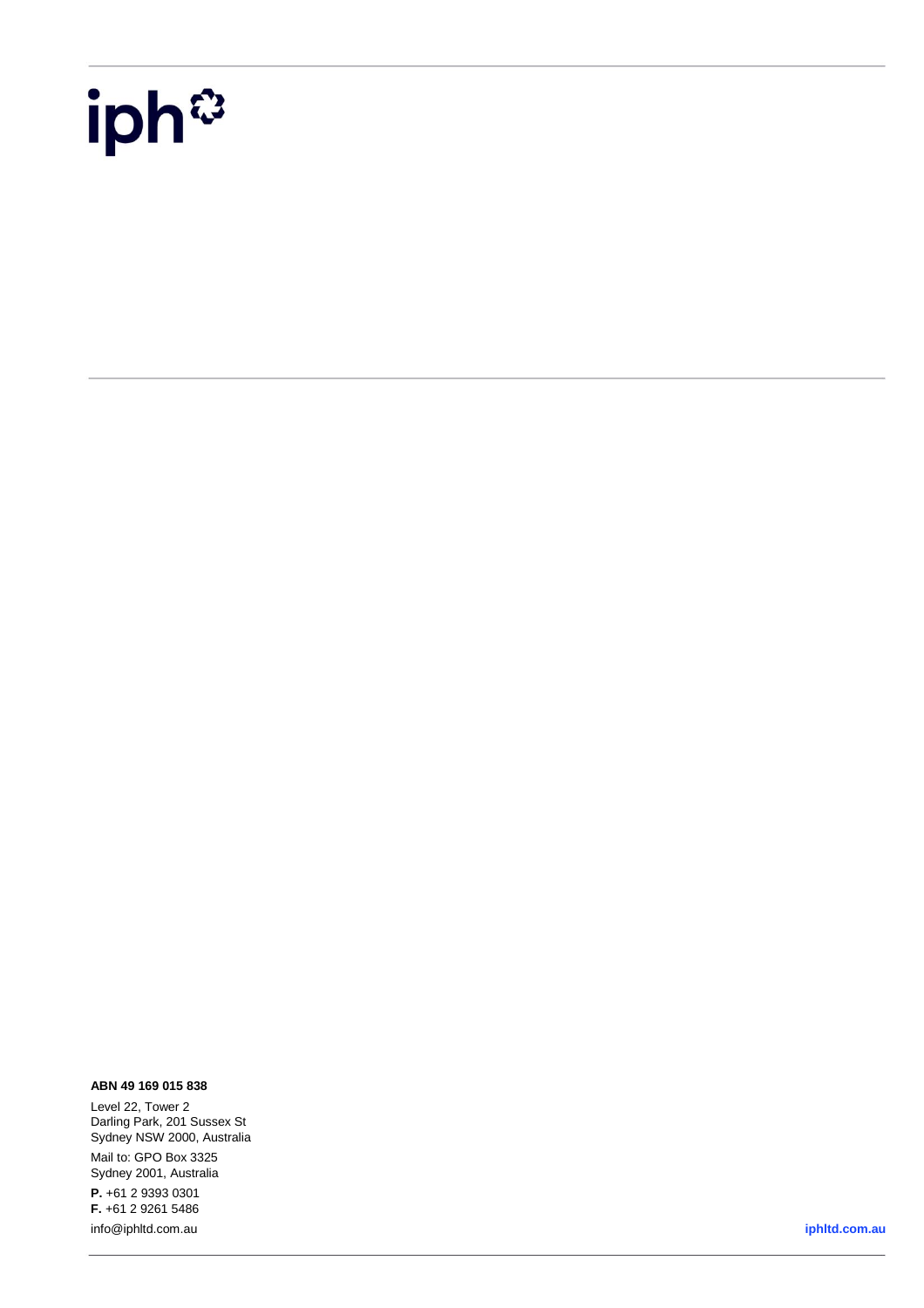iph

**ABN 49 169 015 838**

Level 22, Tower 2
Darling Park, 201 Sussex St
Sydney NSW 2000, Australia

Mail to: GPO Box 3325
Sydney 2001, Australia

**P.** +61 2 9393 0301
**F.** +61 2 9261 5486

info@iphltd.com.au

**iphltd.com.au**